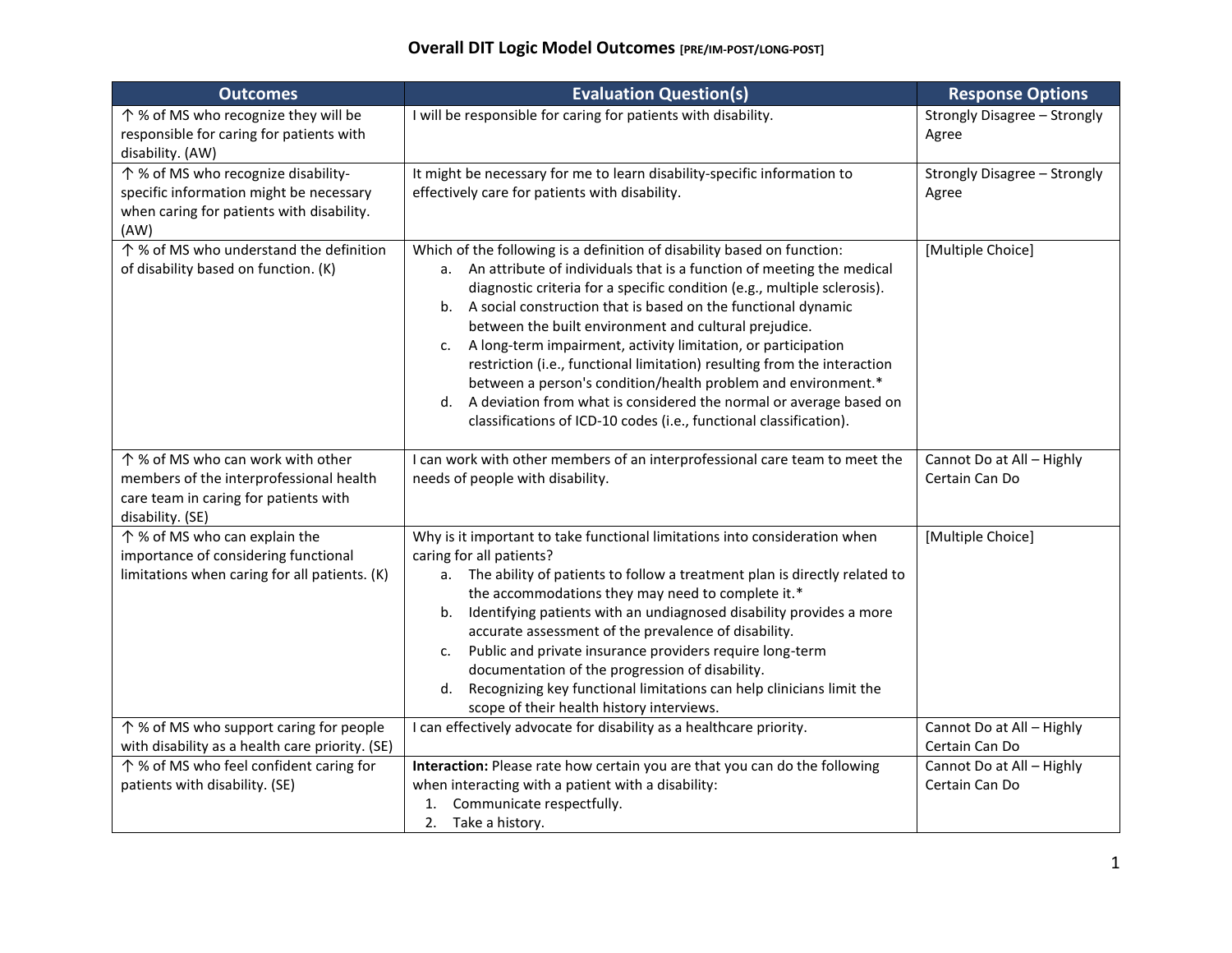# Overall DIT Logic Model Outcomes [PRE/IM-POST/LONG-POST]

| Outcomes | Evaluation Question(s) | Response Options |
|---|---|---|
| ↑ % of MS who recognize they will be responsible for caring for patients with disability. (AW) | I will be responsible for caring for patients with disability. | Strongly Disagree – Strongly Agree |
| ↑ % of MS who recognize disability-specific information might be necessary when caring for patients with disability. (AW) | It might be necessary for me to learn disability-specific information to effectively care for patients with disability. | Strongly Disagree – Strongly Agree |
| ↑ % of MS who understand the definition of disability based on function. (K) | Which of the following is a definition of disability based on function:<br>a. An attribute of individuals that is a function of meeting the medical diagnostic criteria for a specific condition (e.g., multiple sclerosis).<br>b. A social construction that is based on the functional dynamic between the built environment and cultural prejudice.<br>c. A long-term impairment, activity limitation, or participation restriction (i.e., functional limitation) resulting from the interaction between a person's condition/health problem and environment.*<br>d. A deviation from what is considered the normal or average based on classifications of ICD-10 codes (i.e., functional classification). | [Multiple Choice] |
| ↑ % of MS who can work with other members of the interprofessional health care team in caring for patients with disability. (SE) | I can work with other members of an interprofessional care team to meet the needs of people with disability. | Cannot Do at All – Highly Certain Can Do |
| ↑ % of MS who can explain the importance of considering functional limitations when caring for all patients. (K) | Why is it important to take functional limitations into consideration when caring for all patients?<br>a. The ability of patients to follow a treatment plan is directly related to the accommodations they may need to complete it.*<br>b. Identifying patients with an undiagnosed disability provides a more accurate assessment of the prevalence of disability.<br>c. Public and private insurance providers require long-term documentation of the progression of disability.<br>d. Recognizing key functional limitations can help clinicians limit the scope of their health history interviews. | [Multiple Choice] |
| ↑ % of MS who support caring for people with disability as a health care priority. (SE) | I can effectively advocate for disability as a healthcare priority. | Cannot Do at All – Highly Certain Can Do |
| ↑ % of MS who feel confident caring for patients with disability. (SE) | **Interaction:** Please rate how certain you are that you can do the following when interacting with a patient with a disability:<br>1. Communicate respectfully.<br>2. Take a history. | Cannot Do at All – Highly Certain Can Do |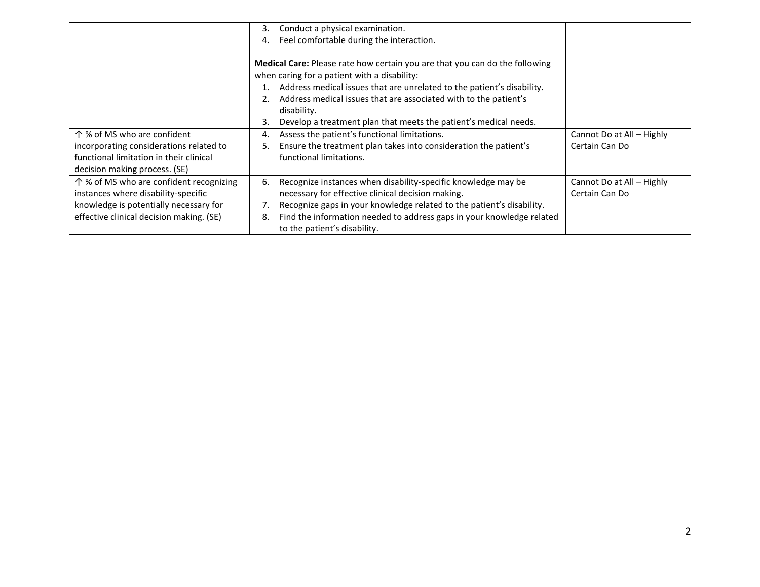| | | |
|---|---|---|
| | 3. Conduct a physical examination.<br>4. Feel comfortable during the interaction.<br><br>**Medical Care:** Please rate how certain you are that you can do the following when caring for a patient with a disability:<br>1. Address medical issues that are unrelated to the patient's disability.<br>2. Address medical issues that are associated with to the patient's disability.<br>3. Develop a treatment plan that meets the patient's medical needs. | |
| ↑ % of MS who are confident incorporating considerations related to functional limitation in their clinical decision making process. (SE) | 4. Assess the patient's functional limitations.<br>5. Ensure the treatment plan takes into consideration the patient's functional limitations. | Cannot Do at All – Highly Certain Can Do |
| ↑ % of MS who are confident recognizing instances where disability-specific knowledge is potentially necessary for effective clinical decision making. (SE) | 6. Recognize instances when disability-specific knowledge may be necessary for effective clinical decision making.<br>7. Recognize gaps in your knowledge related to the patient's disability.<br>8. Find the information needed to address gaps in your knowledge related to the patient's disability. | Cannot Do at All – Highly Certain Can Do |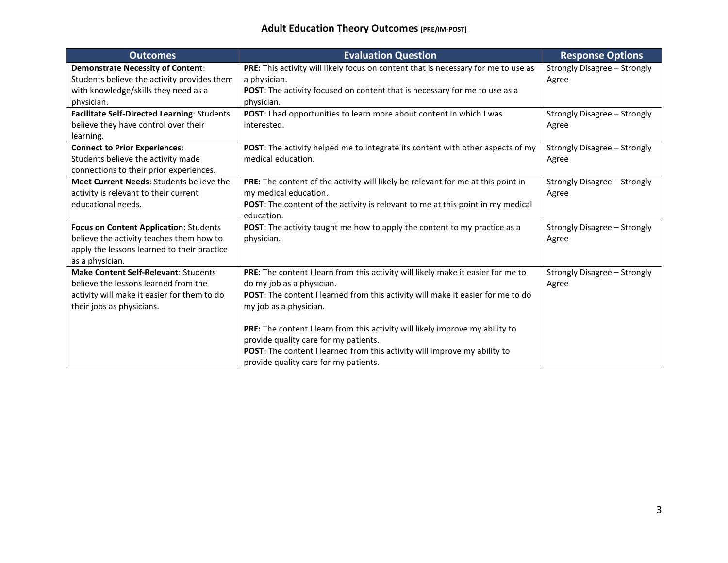## Adult Education Theory Outcomes [PRE/IM-POST]

| Outcomes | Evaluation Question | Response Options |
| --- | --- | --- |
| **Demonstrate Necessity of Content**: Students believe the activity provides them with knowledge/skills they need as a physician. | **PRE:** This activity will likely focus on content that is necessary for me to use as a physician.<br>**POST:** The activity focused on content that is necessary for me to use as a physician. | Strongly Disagree – Strongly Agree |
| **Facilitate Self-Directed Learning**: Students believe they have control over their learning. | **POST:** I had opportunities to learn more about content in which I was interested. | Strongly Disagree – Strongly Agree |
| **Connect to Prior Experiences**: Students believe the activity made connections to their prior experiences. | **POST:** The activity helped me to integrate its content with other aspects of my medical education. | Strongly Disagree – Strongly Agree |
| **Meet Current Needs**: Students believe the activity is relevant to their current educational needs. | **PRE:** The content of the activity will likely be relevant for me at this point in my medical education.<br>**POST:** The content of the activity is relevant to me at this point in my medical education. | Strongly Disagree – Strongly Agree |
| **Focus on Content Application**: Students believe the activity teaches them how to apply the lessons learned to their practice as a physician. | **POST:** The activity taught me how to apply the content to my practice as a physician. | Strongly Disagree – Strongly Agree |
| **Make Content Self-Relevant**: Students believe the lessons learned from the activity will make it easier for them to do their jobs as physicians. | **PRE:** The content I learn from this activity will likely make it easier for me to do my job as a physician.<br>**POST:** The content I learned from this activity will make it easier for me to do my job as a physician.<br><br>**PRE:** The content I learn from this activity will likely improve my ability to provide quality care for my patients.<br>**POST:** The content I learned from this activity will improve my ability to provide quality care for my patients. | Strongly Disagree – Strongly Agree |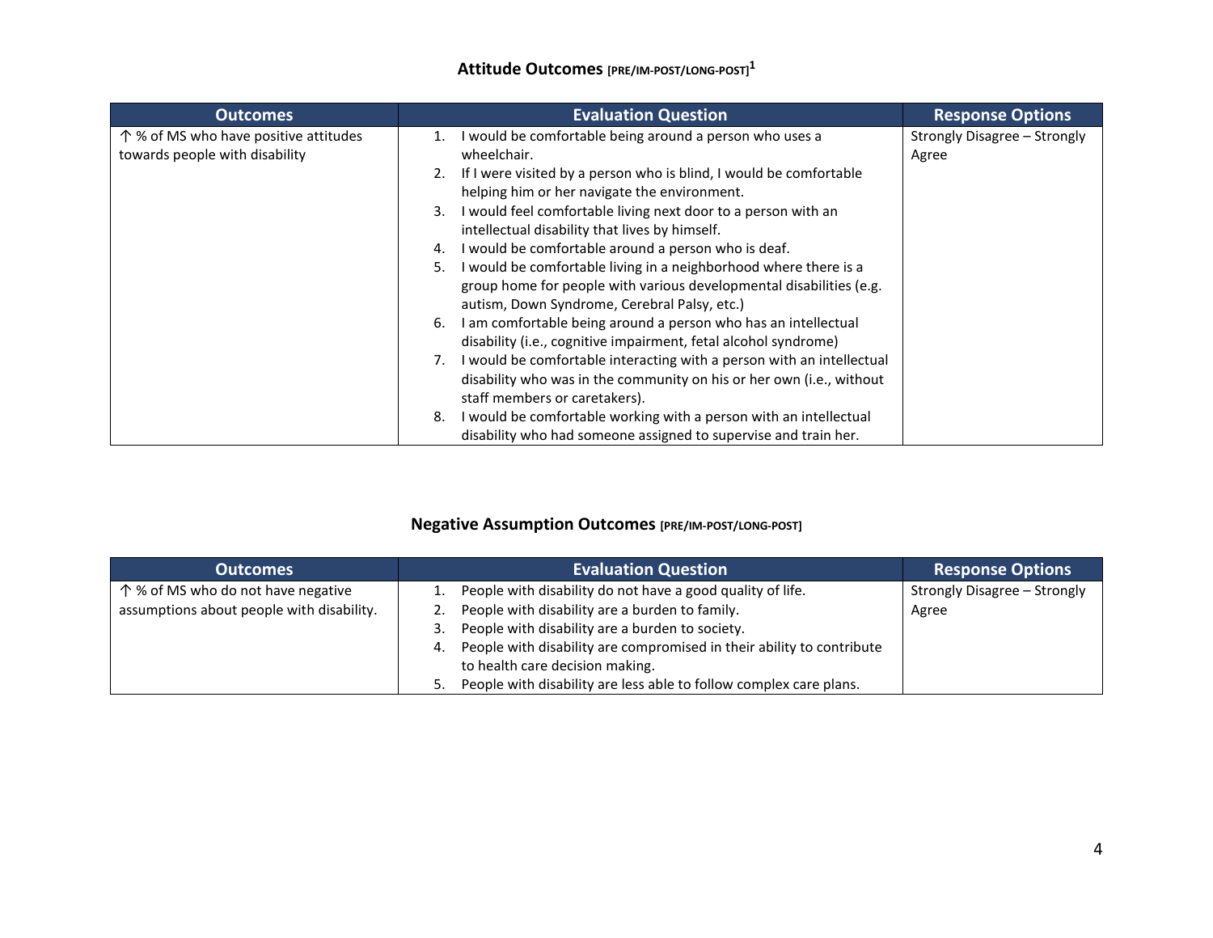## Attitude Outcomes [PRE/IM-POST/LONG-POST][1]

| Outcomes | Evaluation Question | Response Options |
|---|---|---|
| ↑ % of MS who have positive attitudes towards people with disability | 1. I would be comfortable being around a person who uses a wheelchair.<br>2. If I were visited by a person who is blind, I would be comfortable helping him or her navigate the environment.<br>3. I would feel comfortable living next door to a person with an intellectual disability that lives by himself.<br>4. I would be comfortable around a person who is deaf.<br>5. I would be comfortable living in a neighborhood where there is a group home for people with various developmental disabilities (e.g. autism, Down Syndrome, Cerebral Palsy, etc.)<br>6. I am comfortable being around a person who has an intellectual disability (i.e., cognitive impairment, fetal alcohol syndrome)<br>7. I would be comfortable interacting with a person with an intellectual disability who was in the community on his or her own (i.e., without staff members or caretakers).<br>8. I would be comfortable working with a person with an intellectual disability who had someone assigned to supervise and train her. | Strongly Disagree – Strongly Agree |

## Negative Assumption Outcomes [PRE/IM-POST/LONG-POST]

| Outcomes | Evaluation Question | Response Options |
|---|---|---|
| ↑ % of MS who do not have negative assumptions about people with disability. | 1. People with disability do not have a good quality of life.<br>2. People with disability are a burden to family.<br>3. People with disability are a burden to society.<br>4. People with disability are compromised in their ability to contribute to health care decision making.<br>5. People with disability are less able to follow complex care plans. | Strongly Disagree – Strongly Agree |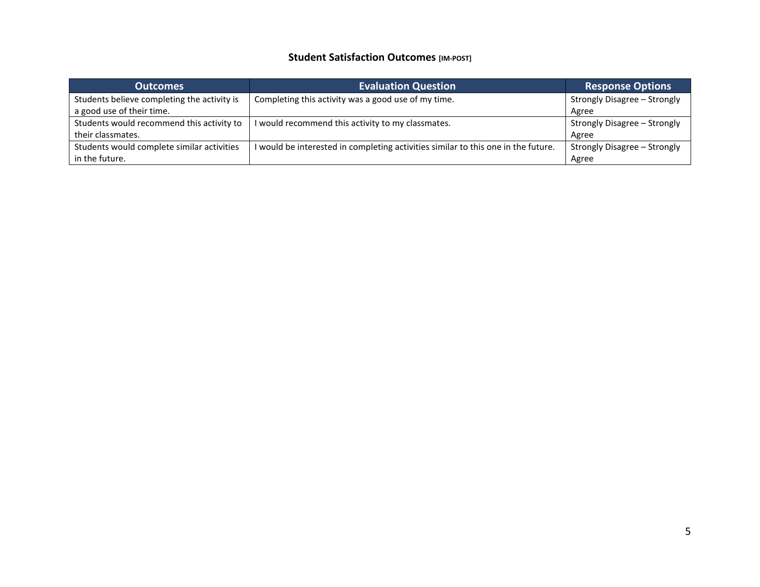## Student Satisfaction Outcomes [IM-POST]

| Outcomes | Evaluation Question | Response Options |
|---|---|---|
| Students believe completing the activity is a good use of their time. | Completing this activity was a good use of my time. | Strongly Disagree – Strongly Agree |
| Students would recommend this activity to their classmates. | I would recommend this activity to my classmates. | Strongly Disagree – Strongly Agree |
| Students would complete similar activities in the future. | I would be interested in completing activities similar to this one in the future. | Strongly Disagree – Strongly Agree |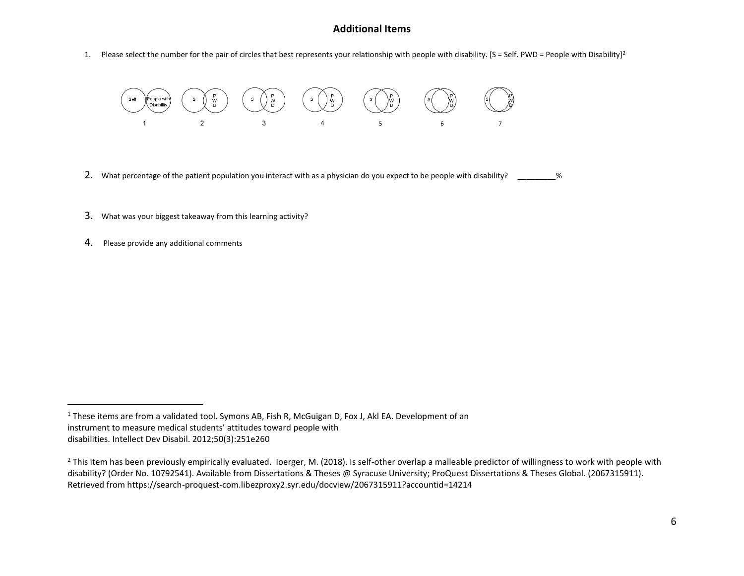## Additional Items

1. Please select the number for the pair of circles that best represents your relationship with people with disability. [S = Self. PWD = People with Disability][2]

Self People with Disability
1

S PWD
2

S PWD
3

S PWD
4

S PWD
5

S PWD
6

S PWD
7

2. What percentage of the patient population you interact with as a physician do you expect to be people with disability? _________%

3. What was your biggest takeaway from this learning activity?

4. Please provide any additional comments

---

[1] These items are from a validated tool. Symons AB, Fish R, McGuigan D, Fox J, Akl EA. Development of an instrument to measure medical students' attitudes toward people with disabilities. Intellect Dev Disabil. 2012;50(3):251e260

[2] This item has been previously empirically evaluated. Ioerger, M. (2018). Is self-other overlap a malleable predictor of willingness to work with people with disability? (Order No. 10792541). Available from Dissertations & Theses @ Syracuse University; ProQuest Dissertations & Theses Global. (2067315911). Retrieved from https://search-proquest-com.libezproxy2.syr.edu/docview/2067315911?accountid=14214